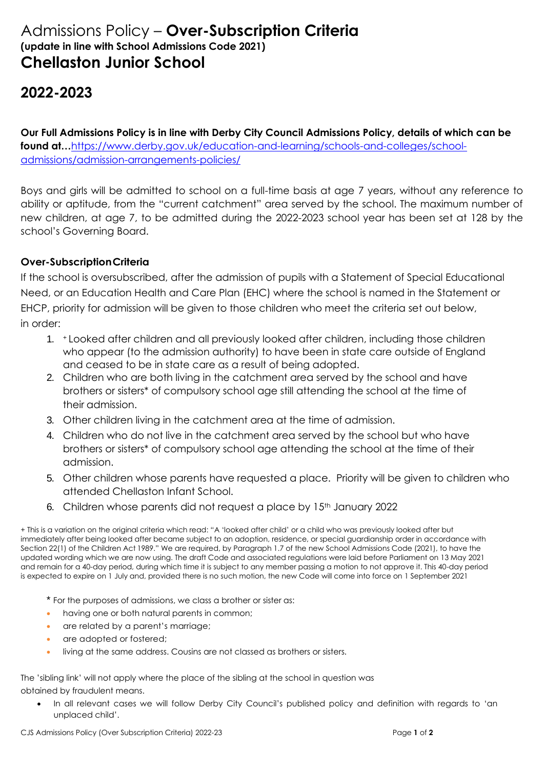# Admissions Policy – **Over-Subscription Criteria**

**(update in line with School Admissions Code 2021)**

# Chellaston Junior School

## 2022-2023

**Our Full Admissions Policy is in line with Derby City Council Admissions Policy, details of which can be found at…**[https://www.derby.gov.uk/education-and-learning/schools-and-colleges/school-admissions/admission-arrangements-policies/](https://www.derby.gov.uk/education-and-learning/schools-and-colleges/school-admissions/admission-arrangements-policies/)

Boys and girls will be admitted to school on a full-time basis at age 7 years, without any reference to ability or aptitude, from the "current catchment" area served by the school. The maximum number of new children, at age 7, to be admitted during the 2022-2023 school year has been set at 128 by the school's Governing Board.

### Over-Subscription Criteria

If the school is oversubscribed, after the admission of pupils with a Statement of Special Educational Need, or an Education Health and Care Plan (EHC) where the school is named in the Statement or EHCP, priority for admission will be given to those children who meet the criteria set out below, in order:

1. + Looked after children and all previously looked after children, including those children who appear (to the admission authority) to have been in state care outside of England and ceased to be in state care as a result of being adopted.
2. Children who are both living in the catchment area served by the school and have brothers or sisters* of compulsory school age still attending the school at the time of their admission.
3. Other children living in the catchment area at the time of admission.
4. Children who do not live in the catchment area served by the school but who have brothers or sisters* of compulsory school age attending the school at the time of their admission.
5. Other children whose parents have requested a place. Priority will be given to children who attended Chellaston Infant School.
6. Children whose parents did not request a place by 15th January 2022

+ This is a variation on the original criteria which read: "A 'looked after child' or a child who was previously looked after but immediately after being looked after became subject to an adoption, residence, or special guardianship order in accordance with Section 22(1) of the Children Act 1989." We are required, by Paragraph 1.7 of the new School Admissions Code (2021), to have the updated wording which we are now using. The draft Code and associated regulations were laid before Parliament on 13 May 2021 and remain for a 40-day period, during which time it is subject to any member passing a motion to not approve it. This 40-day period is expected to expire on 1 July and, provided there is no such motion, the new Code will come into force on 1 September 2021

\* For the purposes of admissions, we class a brother or sister as:

- having one or both natural parents in common;
- are related by a parent's marriage;
- are adopted or fostered;
- living at the same address. Cousins are not classed as brothers or sisters.

The 'sibling link' will not apply where the place of the sibling at the school in question was obtained by fraudulent means.

- In all relevant cases we will follow Derby City Council's published policy and definition with regards to 'an unplaced child'.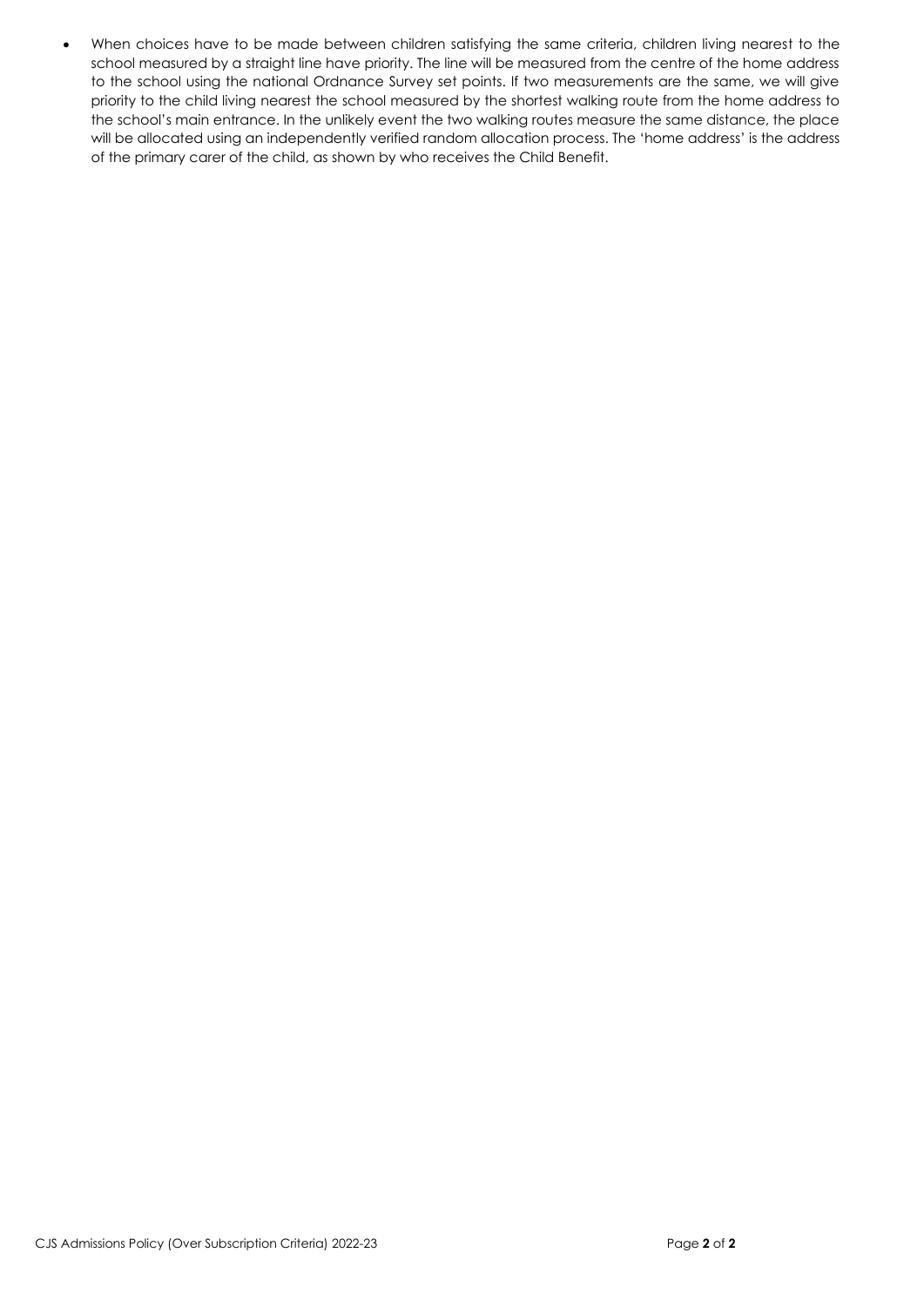- When choices have to be made between children satisfying the same criteria, children living nearest to the school measured by a straight line have priority. The line will be measured from the centre of the home address to the school using the national Ordnance Survey set points. If two measurements are the same, we will give priority to the child living nearest the school measured by the shortest walking route from the home address to the school's main entrance. In the unlikely event the two walking routes measure the same distance, the place will be allocated using an independently verified random allocation process. The 'home address' is the address of the primary carer of the child, as shown by who receives the Child Benefit.